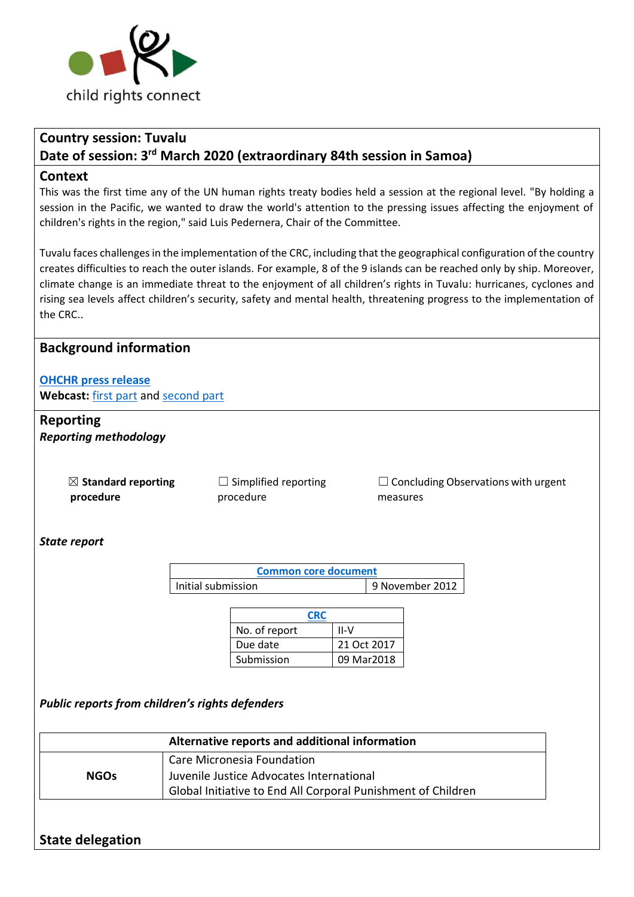child rights connect

## Country session: Tuvalu
## Date of session: 3rd March 2020 (extraordinary 84th session in Samoa)

## Context

This was the first time any of the UN human rights treaty bodies held a session at the regional level. "By holding a session in the Pacific, we wanted to draw the world's attention to the pressing issues affecting the enjoyment of children's rights in the region," said Luis Pedernera, Chair of the Committee.

Tuvalu faces challenges in the implementation of the CRC, including that the geographical configuration of the country creates difficulties to reach the outer islands. For example, 8 of the 9 islands can be reached only by ship. Moreover, climate change is an immediate threat to the enjoyment of all children's rights in Tuvalu: hurricanes, cyclones and rising sea levels affect children's security, safety and mental health, threatening progress to the implementation of the CRC..

## Background information

**OHCHR press release**

**Webcast:** first part and second part

## Reporting

***Reporting methodology***

☒ **Standard reporting procedure** ☐ Simplified reporting procedure ☐ Concluding Observations with urgent measures

***State report***

| Common core document | |
|---|---|
| Initial submission | 9 November 2012 |

| CRC | |
|---|---|
| No. of report | II-V |
| Due date | 21 Oct 2017 |
| Submission | 09 Mar2018 |

***Public reports from children's rights defenders***

| | Alternative reports and additional information |
|---|---|
| **NGOs** | Care Micronesia Foundation<br>Juvenile Justice Advocates International<br>Global Initiative to End All Corporal Punishment of Children |

## State delegation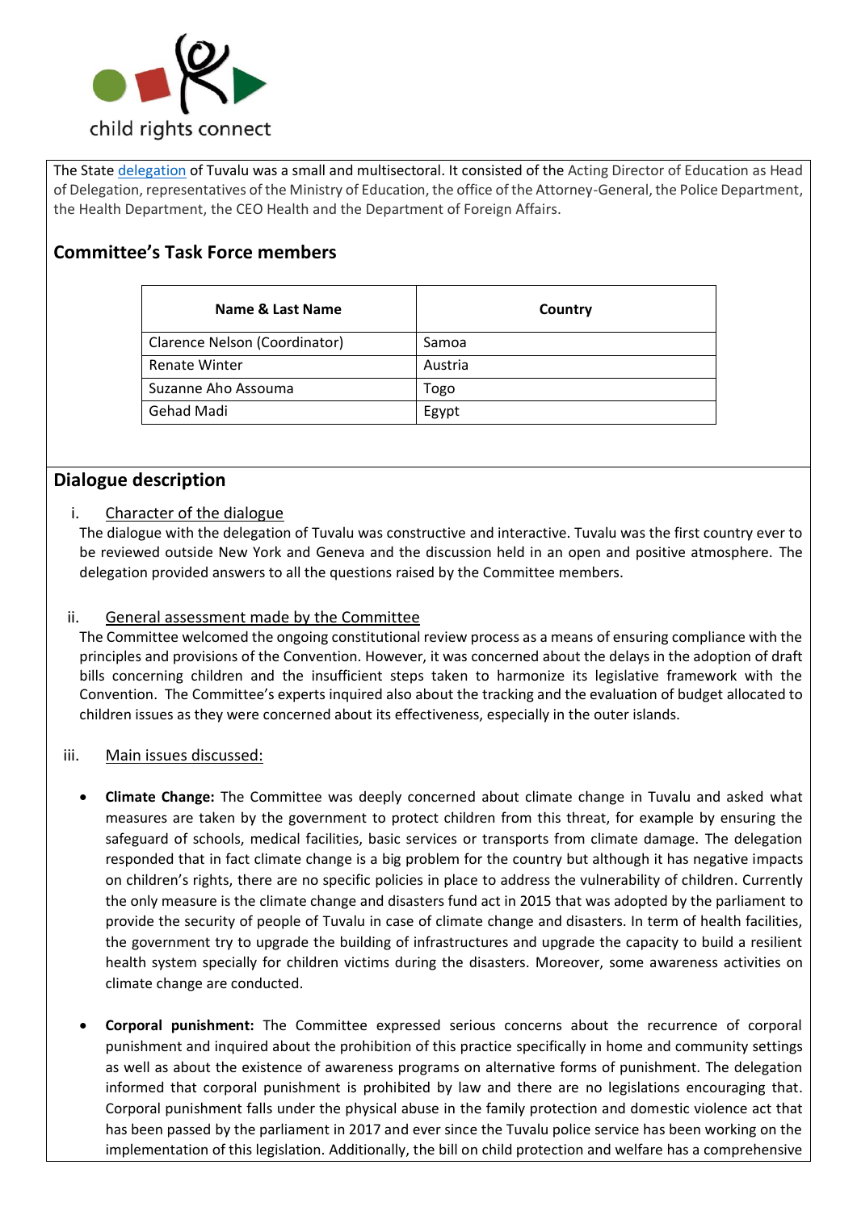The State delegation of Tuvalu was a small and multisectoral. It consisted of the Acting Director of Education as Head of Delegation, representatives of the Ministry of Education, the office of the Attorney-General, the Police Department, the Health Department, the CEO Health and the Department of Foreign Affairs.

## Committee's Task Force members

| Name & Last Name | Country |
|---|---|
| Clarence Nelson (Coordinator) | Samoa |
| Renate Winter | Austria |
| Suzanne Aho Assouma | Togo |
| Gehad Madi | Egypt |

## Dialogue description

i. Character of the dialogue

The dialogue with the delegation of Tuvalu was constructive and interactive. Tuvalu was the first country ever to be reviewed outside New York and Geneva and the discussion held in an open and positive atmosphere. The delegation provided answers to all the questions raised by the Committee members.

ii. General assessment made by the Committee

The Committee welcomed the ongoing constitutional review process as a means of ensuring compliance with the principles and provisions of the Convention. However, it was concerned about the delays in the adoption of draft bills concerning children and the insufficient steps taken to harmonize its legislative framework with the Convention. The Committee's experts inquired also about the tracking and the evaluation of budget allocated to children issues as they were concerned about its effectiveness, especially in the outer islands.

iii. Main issues discussed:

- **Climate Change:** The Committee was deeply concerned about climate change in Tuvalu and asked what measures are taken by the government to protect children from this threat, for example by ensuring the safeguard of schools, medical facilities, basic services or transports from climate damage. The delegation responded that in fact climate change is a big problem for the country but although it has negative impacts on children's rights, there are no specific policies in place to address the vulnerability of children. Currently the only measure is the climate change and disasters fund act in 2015 that was adopted by the parliament to provide the security of people of Tuvalu in case of climate change and disasters. In term of health facilities, the government try to upgrade the building of infrastructures and upgrade the capacity to build a resilient health system specially for children victims during the disasters. Moreover, some awareness activities on climate change are conducted.

- **Corporal punishment:** The Committee expressed serious concerns about the recurrence of corporal punishment and inquired about the prohibition of this practice specifically in home and community settings as well as about the existence of awareness programs on alternative forms of punishment. The delegation informed that corporal punishment is prohibited by law and there are no legislations encouraging that. Corporal punishment falls under the physical abuse in the family protection and domestic violence act that has been passed by the parliament in 2017 and ever since the Tuvalu police service has been working on the implementation of this legislation. Additionally, the bill on child protection and welfare has a comprehensive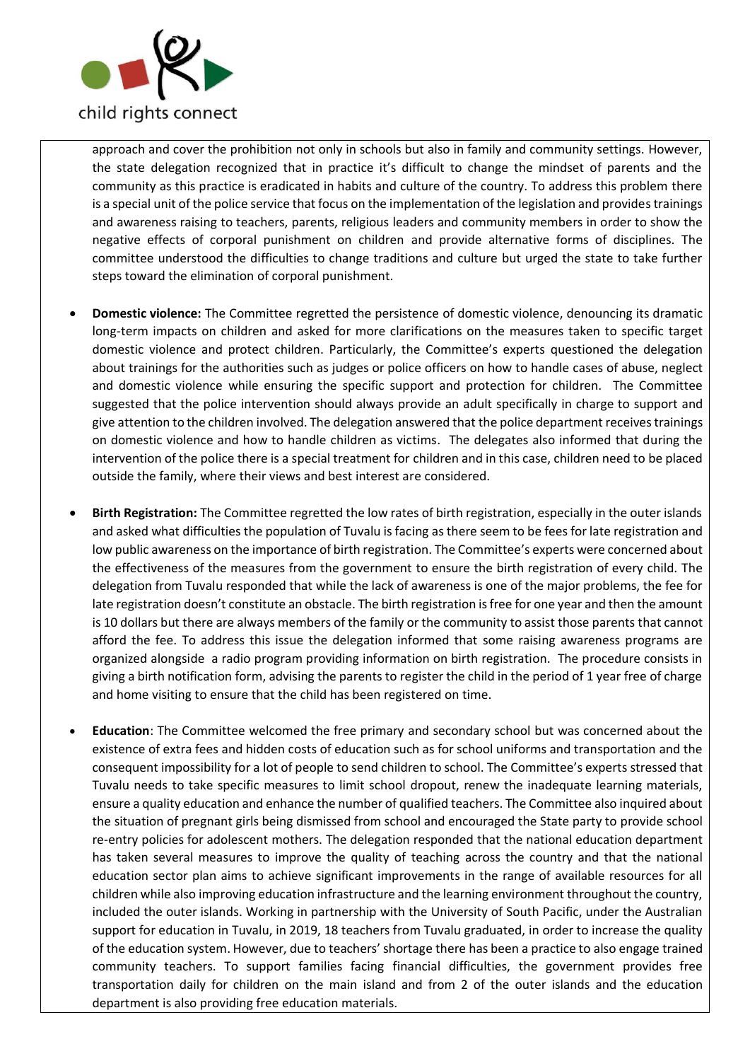approach and cover the prohibition not only in schools but also in family and community settings. However, the state delegation recognized that in practice it's difficult to change the mindset of parents and the community as this practice is eradicated in habits and culture of the country. To address this problem there is a special unit of the police service that focus on the implementation of the legislation and provides trainings and awareness raising to teachers, parents, religious leaders and community members in order to show the negative effects of corporal punishment on children and provide alternative forms of disciplines. The committee understood the difficulties to change traditions and culture but urged the state to take further steps toward the elimination of corporal punishment.

- **Domestic violence:** The Committee regretted the persistence of domestic violence, denouncing its dramatic long-term impacts on children and asked for more clarifications on the measures taken to specific target domestic violence and protect children. Particularly, the Committee's experts questioned the delegation about trainings for the authorities such as judges or police officers on how to handle cases of abuse, neglect and domestic violence while ensuring the specific support and protection for children. The Committee suggested that the police intervention should always provide an adult specifically in charge to support and give attention to the children involved. The delegation answered that the police department receives trainings on domestic violence and how to handle children as victims. The delegates also informed that during the intervention of the police there is a special treatment for children and in this case, children need to be placed outside the family, where their views and best interest are considered.

- **Birth Registration:** The Committee regretted the low rates of birth registration, especially in the outer islands and asked what difficulties the population of Tuvalu is facing as there seem to be fees for late registration and low public awareness on the importance of birth registration. The Committee's experts were concerned about the effectiveness of the measures from the government to ensure the birth registration of every child. The delegation from Tuvalu responded that while the lack of awareness is one of the major problems, the fee for late registration doesn't constitute an obstacle. The birth registration is free for one year and then the amount is 10 dollars but there are always members of the family or the community to assist those parents that cannot afford the fee. To address this issue the delegation informed that some raising awareness programs are organized alongside a radio program providing information on birth registration. The procedure consists in giving a birth notification form, advising the parents to register the child in the period of 1 year free of charge and home visiting to ensure that the child has been registered on time.

- **Education**: The Committee welcomed the free primary and secondary school but was concerned about the existence of extra fees and hidden costs of education such as for school uniforms and transportation and the consequent impossibility for a lot of people to send children to school. The Committee's experts stressed that Tuvalu needs to take specific measures to limit school dropout, renew the inadequate learning materials, ensure a quality education and enhance the number of qualified teachers. The Committee also inquired about the situation of pregnant girls being dismissed from school and encouraged the State party to provide school re-entry policies for adolescent mothers. The delegation responded that the national education department has taken several measures to improve the quality of teaching across the country and that the national education sector plan aims to achieve significant improvements in the range of available resources for all children while also improving education infrastructure and the learning environment throughout the country, included the outer islands. Working in partnership with the University of South Pacific, under the Australian support for education in Tuvalu, in 2019, 18 teachers from Tuvalu graduated, in order to increase the quality of the education system. However, due to teachers' shortage there has been a practice to also engage trained community teachers. To support families facing financial difficulties, the government provides free transportation daily for children on the main island and from 2 of the outer islands and the education department is also providing free education materials.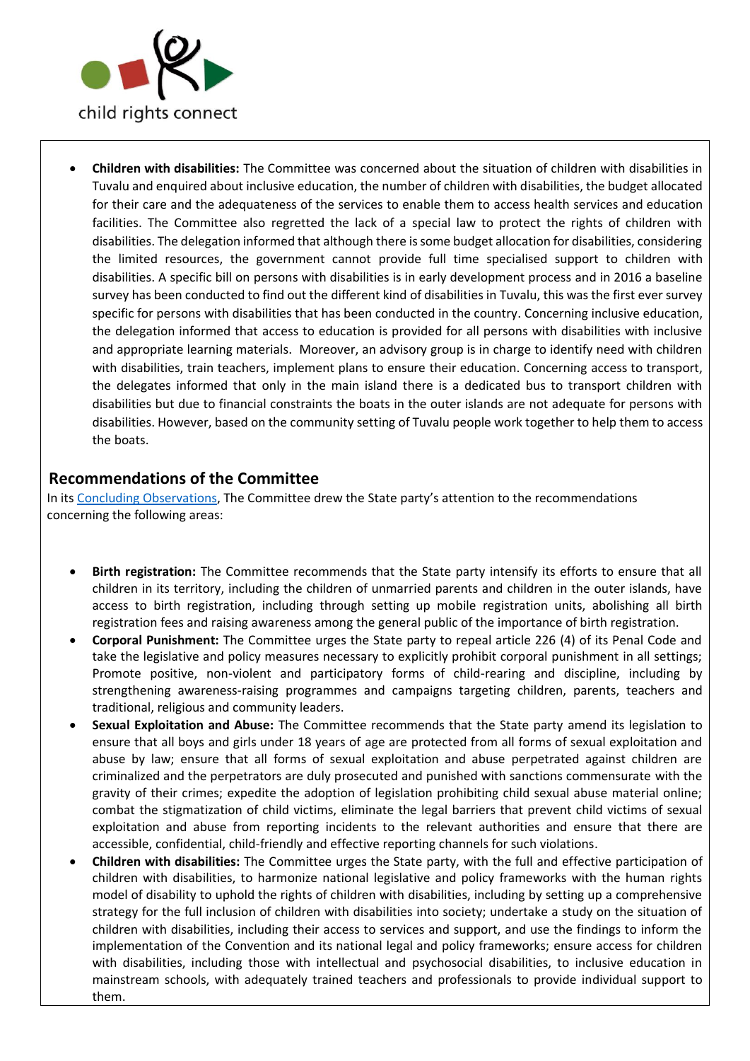- **Children with disabilities:** The Committee was concerned about the situation of children with disabilities in Tuvalu and enquired about inclusive education, the number of children with disabilities, the budget allocated for their care and the adequateness of the services to enable them to access health services and education facilities. The Committee also regretted the lack of a special law to protect the rights of children with disabilities. The delegation informed that although there is some budget allocation for disabilities, considering the limited resources, the government cannot provide full time specialised support to children with disabilities. A specific bill on persons with disabilities is in early development process and in 2016 a baseline survey has been conducted to find out the different kind of disabilities in Tuvalu, this was the first ever survey specific for persons with disabilities that has been conducted in the country. Concerning inclusive education, the delegation informed that access to education is provided for all persons with disabilities with inclusive and appropriate learning materials. Moreover, an advisory group is in charge to identify need with children with disabilities, train teachers, implement plans to ensure their education. Concerning access to transport, the delegates informed that only in the main island there is a dedicated bus to transport children with disabilities but due to financial constraints the boats in the outer islands are not adequate for persons with disabilities. However, based on the community setting of Tuvalu people work together to help them to access the boats.

## Recommendations of the Committee

In its [Concluding Observations](), The Committee drew the State party's attention to the recommendations concerning the following areas:

- **Birth registration:** The Committee recommends that the State party intensify its efforts to ensure that all children in its territory, including the children of unmarried parents and children in the outer islands, have access to birth registration, including through setting up mobile registration units, abolishing all birth registration fees and raising awareness among the general public of the importance of birth registration.
- **Corporal Punishment:** The Committee urges the State party to repeal article 226 (4) of its Penal Code and take the legislative and policy measures necessary to explicitly prohibit corporal punishment in all settings; Promote positive, non-violent and participatory forms of child-rearing and discipline, including by strengthening awareness-raising programmes and campaigns targeting children, parents, teachers and traditional, religious and community leaders.
- **Sexual Exploitation and Abuse:** The Committee recommends that the State party amend its legislation to ensure that all boys and girls under 18 years of age are protected from all forms of sexual exploitation and abuse by law; ensure that all forms of sexual exploitation and abuse perpetrated against children are criminalized and the perpetrators are duly prosecuted and punished with sanctions commensurate with the gravity of their crimes; expedite the adoption of legislation prohibiting child sexual abuse material online; combat the stigmatization of child victims, eliminate the legal barriers that prevent child victims of sexual exploitation and abuse from reporting incidents to the relevant authorities and ensure that there are accessible, confidential, child-friendly and effective reporting channels for such violations.
- **Children with disabilities:** The Committee urges the State party, with the full and effective participation of children with disabilities, to harmonize national legislative and policy frameworks with the human rights model of disability to uphold the rights of children with disabilities, including by setting up a comprehensive strategy for the full inclusion of children with disabilities into society; undertake a study on the situation of children with disabilities, including their access to services and support, and use the findings to inform the implementation of the Convention and its national legal and policy frameworks; ensure access for children with disabilities, including those with intellectual and psychosocial disabilities, to inclusive education in mainstream schools, with adequately trained teachers and professionals to provide individual support to them.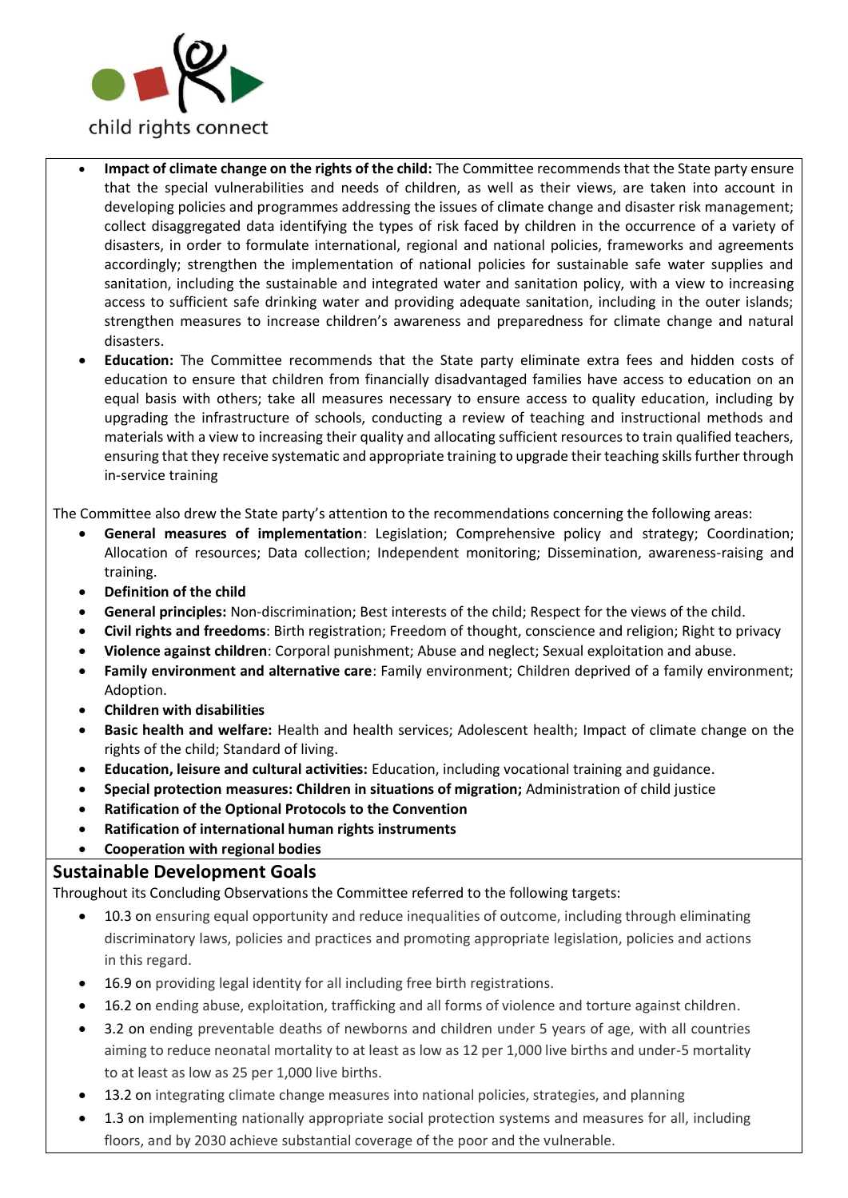- **Impact of climate change on the rights of the child:** The Committee recommends that the State party ensure that the special vulnerabilities and needs of children, as well as their views, are taken into account in developing policies and programmes addressing the issues of climate change and disaster risk management; collect disaggregated data identifying the types of risk faced by children in the occurrence of a variety of disasters, in order to formulate international, regional and national policies, frameworks and agreements accordingly; strengthen the implementation of national policies for sustainable safe water supplies and sanitation, including the sustainable and integrated water and sanitation policy, with a view to increasing access to sufficient safe drinking water and providing adequate sanitation, including in the outer islands; strengthen measures to increase children's awareness and preparedness for climate change and natural disasters.
- **Education:** The Committee recommends that the State party eliminate extra fees and hidden costs of education to ensure that children from financially disadvantaged families have access to education on an equal basis with others; take all measures necessary to ensure access to quality education, including by upgrading the infrastructure of schools, conducting a review of teaching and instructional methods and materials with a view to increasing their quality and allocating sufficient resources to train qualified teachers, ensuring that they receive systematic and appropriate training to upgrade their teaching skills further through in-service training

The Committee also drew the State party's attention to the recommendations concerning the following areas:

- **General measures of implementation**: Legislation; Comprehensive policy and strategy; Coordination; Allocation of resources; Data collection; Independent monitoring; Dissemination, awareness-raising and training.
- **Definition of the child**
- **General principles:** Non-discrimination; Best interests of the child; Respect for the views of the child.
- **Civil rights and freedoms**: Birth registration; Freedom of thought, conscience and religion; Right to privacy
- **Violence against children**: Corporal punishment; Abuse and neglect; Sexual exploitation and abuse.
- **Family environment and alternative care**: Family environment; Children deprived of a family environment; Adoption.
- **Children with disabilities**
- **Basic health and welfare:** Health and health services; Adolescent health; Impact of climate change on the rights of the child; Standard of living.
- **Education, leisure and cultural activities:** Education, including vocational training and guidance.
- **Special protection measures: Children in situations of migration;** Administration of child justice
- **Ratification of the Optional Protocols to the Convention**
- **Ratification of international human rights instruments**
- **Cooperation with regional bodies**

## Sustainable Development Goals

Throughout its Concluding Observations the Committee referred to the following targets:

- 10.3 on ensuring equal opportunity and reduce inequalities of outcome, including through eliminating discriminatory laws, policies and practices and promoting appropriate legislation, policies and actions in this regard.
- 16.9 on providing legal identity for all including free birth registrations.
- 16.2 on ending abuse, exploitation, trafficking and all forms of violence and torture against children.
- 3.2 on ending preventable deaths of newborns and children under 5 years of age, with all countries aiming to reduce neonatal mortality to at least as low as 12 per 1,000 live births and under-5 mortality to at least as low as 25 per 1,000 live births.
- 13.2 on integrating climate change measures into national policies, strategies, and planning
- 1.3 on implementing nationally appropriate social protection systems and measures for all, including floors, and by 2030 achieve substantial coverage of the poor and the vulnerable.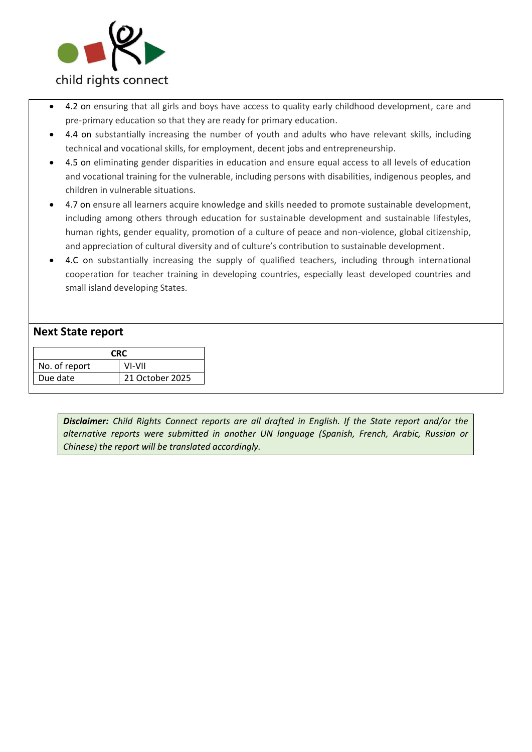- 4.2 on ensuring that all girls and boys have access to quality early childhood development, care and pre-primary education so that they are ready for primary education.
- 4.4 on substantially increasing the number of youth and adults who have relevant skills, including technical and vocational skills, for employment, decent jobs and entrepreneurship.
- 4.5 on eliminating gender disparities in education and ensure equal access to all levels of education and vocational training for the vulnerable, including persons with disabilities, indigenous peoples, and children in vulnerable situations.
- 4.7 on ensure all learners acquire knowledge and skills needed to promote sustainable development, including among others through education for sustainable development and sustainable lifestyles, human rights, gender equality, promotion of a culture of peace and non-violence, global citizenship, and appreciation of cultural diversity and of culture's contribution to sustainable development.
- 4.C on substantially increasing the supply of qualified teachers, including through international cooperation for teacher training in developing countries, especially least developed countries and small island developing States.

## Next State report

| CRC | |
|---|---|
| No. of report | VI-VII |
| Due date | 21 October 2025 |

***Disclaimer:*** *Child Rights Connect reports are all drafted in English. If the State report and/or the alternative reports were submitted in another UN language (Spanish, French, Arabic, Russian or Chinese) the report will be translated accordingly.*